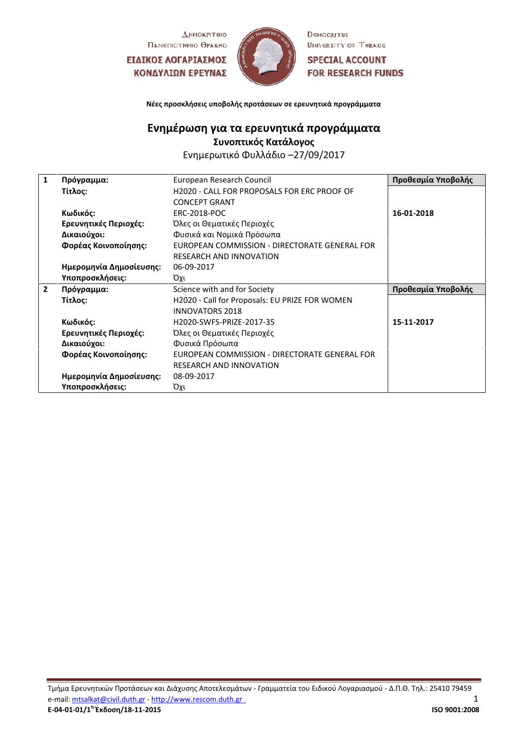ΔΗΜΟΚΡΙΤΕΙΟ ΠΑΝΕΠΙΣΤΗΜΙΟ ΘΡΑΚΗΣ
**ΕΙΔΙΚΟΣ ΛΟΓΑΡΙΑΣΜΟΣ ΚΟΝΔΥΛΙΩΝ ΕΡΕΥΝΑΣ**

DEMOCRITUS UNIVERSITY OF THRACE
**SPECIAL ACCOUNT FOR RESEARCH FUNDS**

**Νέες προσκλήσεις υποβολής προτάσεων σε ερευνητικά προγράμματα**

## Ενημέρωση για τα ερευνητικά προγράμματα

### Συνοπτικός Κατάλογος

Ενημερωτικό Φυλλάδιο –27/09/2017

| | | | **Προθεσμία Υποβολής** |
|---|---|---|---|
| **1** | **Πρόγραμμα:** | European Research Council | |
| | **Τίτλος:** | H2020 - CALL FOR PROPOSALS FOR ERC PROOF OF CONCEPT GRANT | |
| | **Κωδικός:** | ERC-2018-POC | **16-01-2018** |
| | **Ερευνητικές Περιοχές:** | Όλες οι Θεματικές Περιοχές | |
| | **Δικαιούχοι:** | Φυσικά και Νομικά Πρόσωπα | |
| | **Φορέας Κοινοποίησης:** | EUROPEAN COMMISSION - DIRECTORATE GENERAL FOR RESEARCH AND INNOVATION | |
| | **Ημερομηνία Δημοσίευσης:** | 06-09-2017 | |
| | **Υποπροσκλήσεις:** | Όχι | |
| **2** | **Πρόγραμμα:** | Science with and for Society | **Προθεσμία Υποβολής** |
| | **Τίτλος:** | H2020 - Call for Proposals: EU PRIZE FOR WOMEN INNOVATORS 2018 | |
| | **Κωδικός:** | H2020-SWFS-PRIZE-2017-35 | **15-11-2017** |
| | **Ερευνητικές Περιοχές:** | Όλες οι Θεματικές Περιοχές | |
| | **Δικαιούχοι:** | Φυσικά Πρόσωπα | |
| | **Φορέας Κοινοποίησης:** | EUROPEAN COMMISSION - DIRECTORATE GENERAL FOR RESEARCH AND INNOVATION | |
| | **Ημερομηνία Δημοσίευσης:** | 08-09-2017 | |
| | **Υποπροσκλήσεις:** | Όχι | |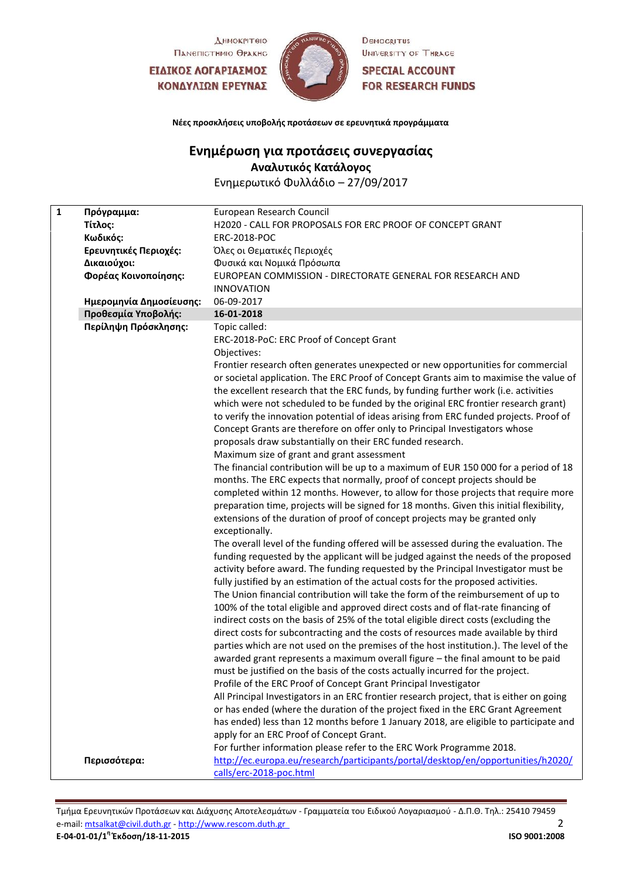ΔΗΜΟΚΡΙΤΕΙΟ ΠΑΝΕΠΙΣΤΗΜΙΟ ΘΡΑΚΗΣ
**ΕΙΔΙΚΟΣ ΛΟΓΑΡΙΑΣΜΟΣ ΚΟΝΔΥΛΙΩΝ ΕΡΕΥΝΑΣ**

DEMOCRITUS UNIVERSITY OF THRACE
**SPECIAL ACCOUNT FOR RESEARCH FUNDS**

**Νέες προσκλήσεις υποβολής προτάσεων σε ερευνητικά προγράμματα**

# Ενημέρωση για προτάσεις συνεργασίας

## Αναλυτικός Κατάλογος

Ενημερωτικό Φυλλάδιο – 27/09/2017

| | | |
|---|---|---|
| **1** | **Πρόγραμμα:** | European Research Council |
| | **Τίτλος:** | H2020 - CALL FOR PROPOSALS FOR ERC PROOF OF CONCEPT GRANT |
| | **Κωδικός:** | ERC-2018-POC |
| | **Ερευνητικές Περιοχές:** | Όλες οι Θεματικές Περιοχές |
| | **Δικαιούχοι:** | Φυσικά και Νομικά Πρόσωπα |
| | **Φορέας Κοινοποίησης:** | EUROPEAN COMMISSION - DIRECTORATE GENERAL FOR RESEARCH AND INNOVATION |
| | **Ημερομηνία Δημοσίευσης:** | 06-09-2017 |
| | **Προθεσμία Υποβολής:** | **16-01-2018** |
| | **Περίληψη Πρόσκλησης:** | Topic called:<br>ERC-2018-PoC: ERC Proof of Concept Grant<br>Objectives:<br>Frontier research often generates unexpected or new opportunities for commercial or societal application. The ERC Proof of Concept Grants aim to maximise the value of the excellent research that the ERC funds, by funding further work (i.e. activities which were not scheduled to be funded by the original ERC frontier research grant) to verify the innovation potential of ideas arising from ERC funded projects. Proof of Concept Grants are therefore on offer only to Principal Investigators whose proposals draw substantially on their ERC funded research.<br>Maximum size of grant and grant assessment<br>The financial contribution will be up to a maximum of EUR 150 000 for a period of 18 months. The ERC expects that normally, proof of concept projects should be completed within 12 months. However, to allow for those projects that require more preparation time, projects will be signed for 18 months. Given this initial flexibility, extensions of the duration of proof of concept projects may be granted only exceptionally.<br>The overall level of the funding offered will be assessed during the evaluation. The funding requested by the applicant will be judged against the needs of the proposed activity before award. The funding requested by the Principal Investigator must be fully justified by an estimation of the actual costs for the proposed activities.<br>The Union financial contribution will take the form of the reimbursement of up to 100% of the total eligible and approved direct costs and of flat-rate financing of indirect costs on the basis of 25% of the total eligible direct costs (excluding the direct costs for subcontracting and the costs of resources made available by third parties which are not used on the premises of the host institution.). The level of the awarded grant represents a maximum overall figure – the final amount to be paid must be justified on the basis of the costs actually incurred for the project.<br>Profile of the ERC Proof of Concept Grant Principal Investigator<br>All Principal Investigators in an ERC frontier research project, that is either on going or has ended (where the duration of the project fixed in the ERC Grant Agreement has ended) less than 12 months before 1 January 2018, are eligible to participate and apply for an ERC Proof of Concept Grant.<br>For further information please refer to the ERC Work Programme 2018. |
| | **Περισσότερα:** | http://ec.europa.eu/research/participants/portal/desktop/en/opportunities/h2020/calls/erc-2018-poc.html |

Τμήμα Ερευνητικών Προτάσεων και Διάχυσης Αποτελεσμάτων - Γραμματεία του Ειδικού Λογαριασμού - Δ.Π.Θ. Τηλ.: 25410 79459
e-mail: mtsalkat@civil.duth.gr - http://www.rescom.duth.gr
**E-04-01-01/1η Έκδοση/18-11-2015** **ISO 9001:2008**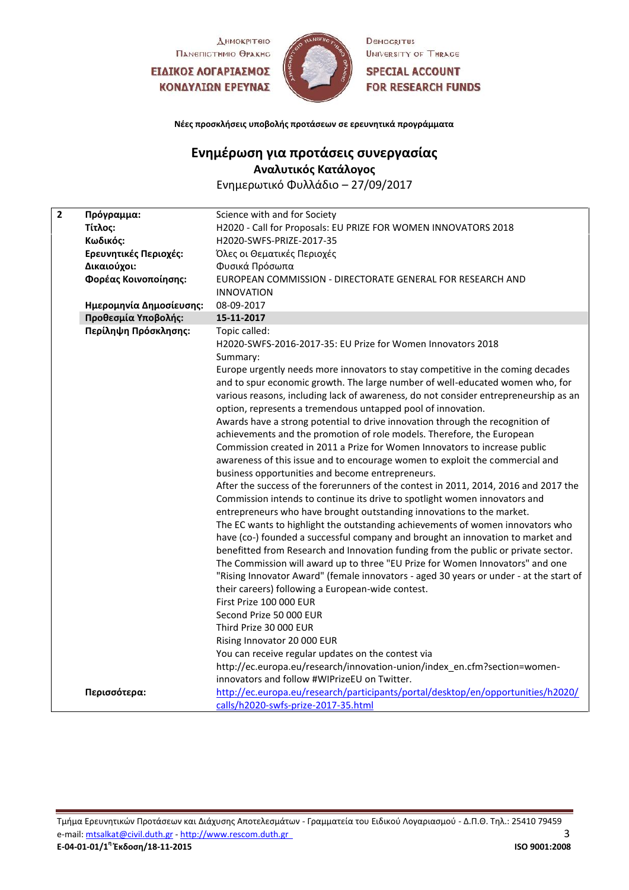ΔΗΜΟΚΡΙΤΕΙΟ ΠΑΝΕΠΙΣΤΗΜΙΟ ΘΡΑΚΗΣ
**ΕΙΔΙΚΟΣ ΛΟΓΑΡΙΑΣΜΟΣ ΚΟΝΔΥΛΙΩΝ ΕΡΕΥΝΑΣ**

DEMOCRITUS UNIVERSITY OF THRACE
**SPECIAL ACCOUNT FOR RESEARCH FUNDS**

**Νέες προσκλήσεις υποβολής προτάσεων σε ερευνητικά προγράμματα**

## Ενημέρωση για προτάσεις συνεργασίας

### Αναλυτικός Κατάλογος

Ενημερωτικό Φυλλάδιο – 27/09/2017

| | | |
|---|---|---|
| **2** | **Πρόγραμμα:** | Science with and for Society |
| | **Τίτλος:** | H2020 - Call for Proposals: EU PRIZE FOR WOMEN INNOVATORS 2018 |
| | **Κωδικός:** | H2020-SWFS-PRIZE-2017-35 |
| | **Ερευνητικές Περιοχές:** | Όλες οι Θεματικές Περιοχές |
| | **Δικαιούχοι:** | Φυσικά Πρόσωπα |
| | **Φορέας Κοινοποίησης:** | EUROPEAN COMMISSION - DIRECTORATE GENERAL FOR RESEARCH AND INNOVATION |
| | **Ημερομηνία Δημοσίευσης:** | 08-09-2017 |
| | **Προθεσμία Υποβολής:** | **15-11-2017** |
| | **Περίληψη Πρόσκλησης:** | Topic called:<br>H2020-SWFS-2016-2017-35: EU Prize for Women Innovators 2018<br>Summary:<br>Europe urgently needs more innovators to stay competitive in the coming decades and to spur economic growth. The large number of well-educated women who, for various reasons, including lack of awareness, do not consider entrepreneurship as an option, represents a tremendous untapped pool of innovation.<br>Awards have a strong potential to drive innovation through the recognition of achievements and the promotion of role models. Therefore, the European Commission created in 2011 a Prize for Women Innovators to increase public awareness of this issue and to encourage women to exploit the commercial and business opportunities and become entrepreneurs.<br>After the success of the forerunners of the contest in 2011, 2014, 2016 and 2017 the Commission intends to continue its drive to spotlight women innovators and entrepreneurs who have brought outstanding innovations to the market.<br>The EC wants to highlight the outstanding achievements of women innovators who have (co-) founded a successful company and brought an innovation to market and benefitted from Research and Innovation funding from the public or private sector.<br>The Commission will award up to three "EU Prize for Women Innovators" and one "Rising Innovator Award" (female innovators - aged 30 years or under - at the start of their careers) following a European-wide contest.<br>First Prize 100 000 EUR<br>Second Prize 50 000 EUR<br>Third Prize 30 000 EUR<br>Rising Innovator 20 000 EUR<br>You can receive regular updates on the contest via http://ec.europa.eu/research/innovation-union/index_en.cfm?section=women-innovators and follow #WIPrizeEU on Twitter. |
| | **Περισσότερα:** | http://ec.europa.eu/research/participants/portal/desktop/en/opportunities/h2020/calls/h2020-swfs-prize-2017-35.html |

Τμήμα Ερευνητικών Προτάσεων και Διάχυσης Αποτελεσμάτων - Γραμματεία του Ειδικού Λογαριασμού - Δ.Π.Θ. Τηλ.: 25410 79459
e-mail: mtsalkat@civil.duth.gr - http://www.rescom.duth.gr
**E-04-01-01/1η Έκδοση/18-11-2015** **ISO 9001:2008**